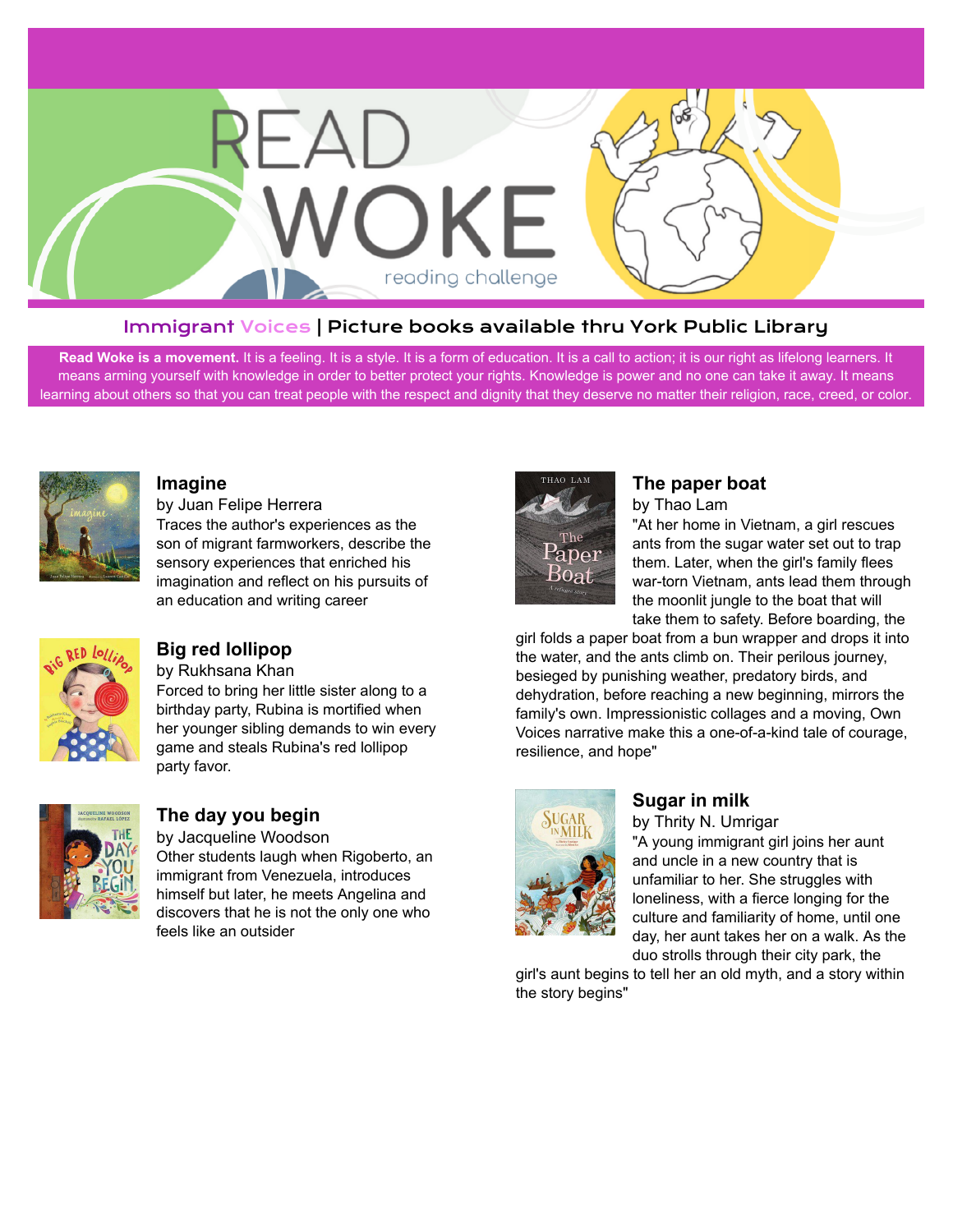# READ WOKE

reading challenge

## Immigrant Voices | Picture books available thru York Public Library

**Read Woke is a movement.** It is a feeling. It is a style. It is a form of education. It is a call to action; it is our right as lifelong learners. It means arming yourself with knowledge in order to better protect your rights. Knowledge is power and no one can take it away. It means learning about others so that you can treat people with the respect and dignity that they deserve no matter their religion, race, creed, or color.

### Imagine

by Juan Felipe Herrera

Traces the author's experiences as the son of migrant farmworkers, describe the sensory experiences that enriched his imagination and reflect on his pursuits of an education and writing career

### Big red lollipop

by Rukhsana Khan

Forced to bring her little sister along to a birthday party, Rubina is mortified when her younger sibling demands to win every game and steals Rubina's red lollipop party favor.

### The day you begin

by Jacqueline Woodson

Other students laugh when Rigoberto, an immigrant from Venezuela, introduces himself but later, he meets Angelina and discovers that he is not the only one who feels like an outsider

### The paper boat

by Thao Lam

"At her home in Vietnam, a girl rescues ants from the sugar water set out to trap them. Later, when the girl's family flees war-torn Vietnam, ants lead them through the moonlit jungle to the boat that will take them to safety. Before boarding, the girl folds a paper boat from a bun wrapper and drops it into the water, and the ants climb on. Their perilous journey, besieged by punishing weather, predatory birds, and dehydration, before reaching a new beginning, mirrors the family's own. Impressionistic collages and a moving, Own Voices narrative make this a one-of-a-kind tale of courage, resilience, and hope"

### Sugar in milk

by Thrity N. Umrigar

"A young immigrant girl joins her aunt and uncle in a new country that is unfamiliar to her. She struggles with loneliness, with a fierce longing for the culture and familiarity of home, until one day, her aunt takes her on a walk. As the duo strolls through their city park, the girl's aunt begins to tell her an old myth, and a story within the story begins"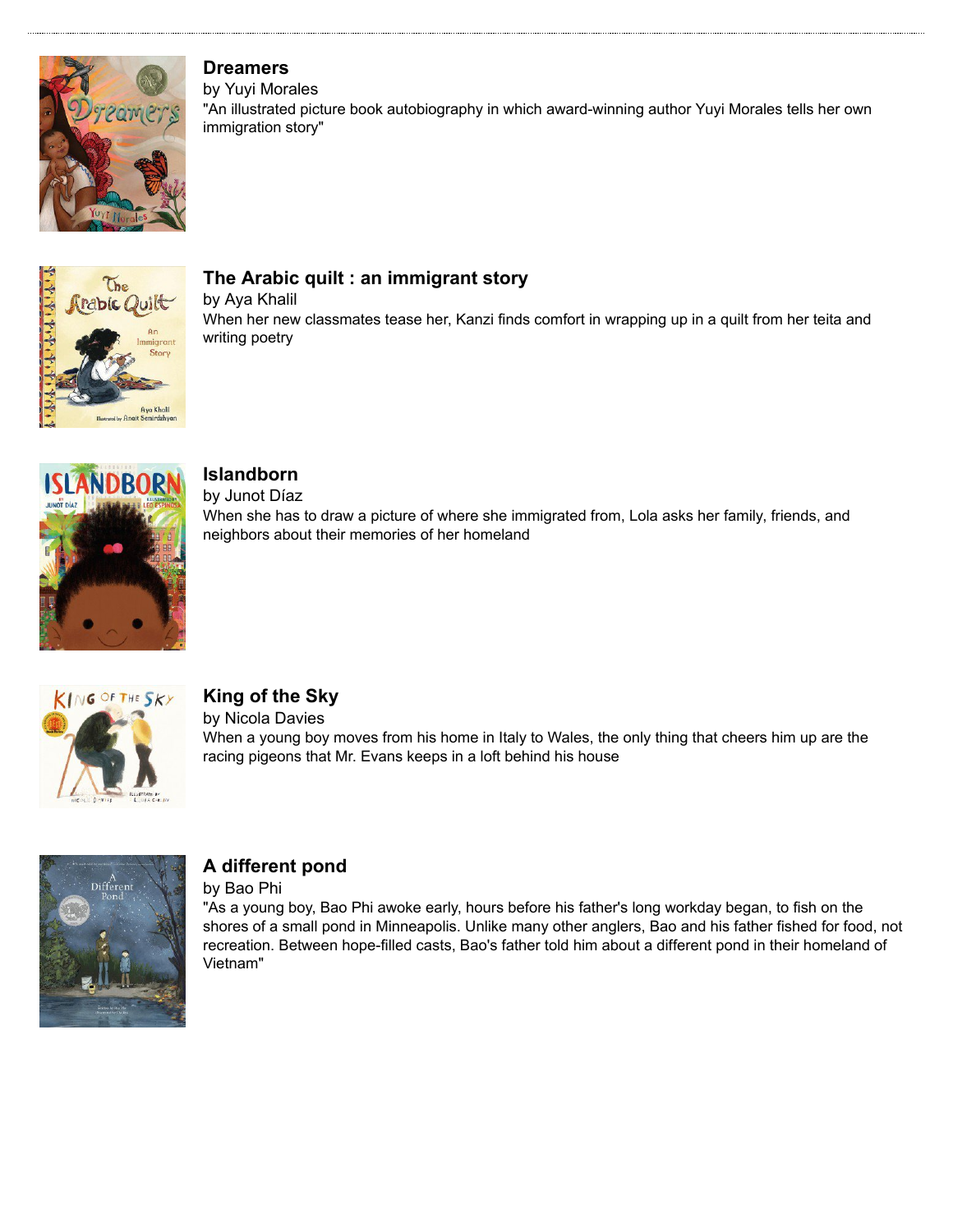## Dreamers

by Yuyi Morales

"An illustrated picture book autobiography in which award-winning author Yuyi Morales tells her own immigration story"

## The Arabic quilt : an immigrant story

by Aya Khalil

When her new classmates tease her, Kanzi finds comfort in wrapping up in a quilt from her teita and writing poetry

## Islandborn

by Junot Díaz

When she has to draw a picture of where she immigrated from, Lola asks her family, friends, and neighbors about their memories of her homeland

## King of the Sky

by Nicola Davies

When a young boy moves from his home in Italy to Wales, the only thing that cheers him up are the racing pigeons that Mr. Evans keeps in a loft behind his house

## A different pond

by Bao Phi

"As a young boy, Bao Phi awoke early, hours before his father's long workday began, to fish on the shores of a small pond in Minneapolis. Unlike many other anglers, Bao and his father fished for food, not recreation. Between hope-filled casts, Bao's father told him about a different pond in their homeland of Vietnam"